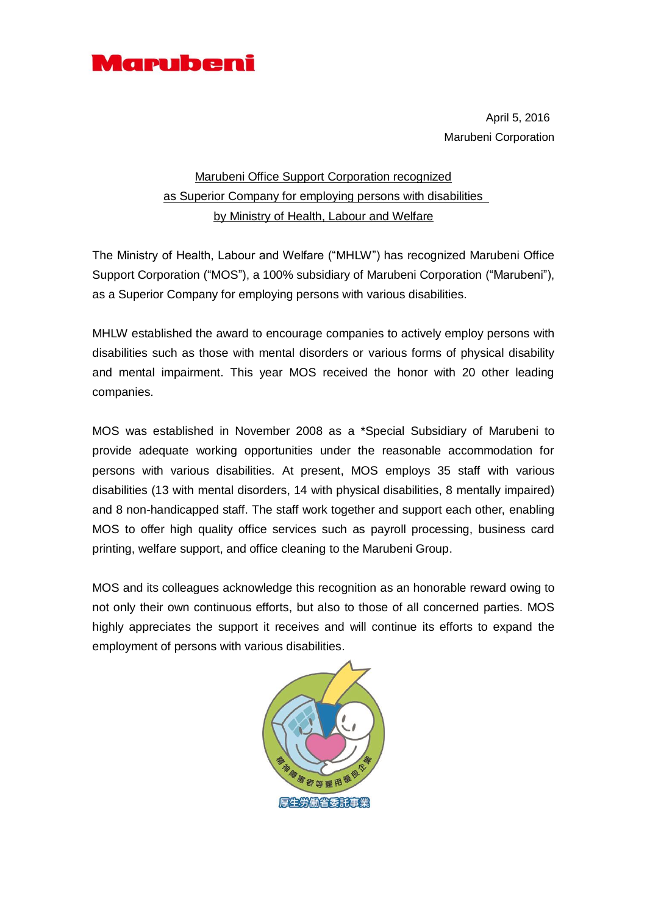Marubeni

April 5, 2016
Marubeni Corporation

# Marubeni Office Support Corporation recognized as Superior Company for employing persons with disabilities by Ministry of Health, Labour and Welfare

The Ministry of Health, Labour and Welfare ("MHLW") has recognized Marubeni Office Support Corporation ("MOS"), a 100% subsidiary of Marubeni Corporation ("Marubeni"), as a Superior Company for employing persons with various disabilities.

MHLW established the award to encourage companies to actively employ persons with disabilities such as those with mental disorders or various forms of physical disability and mental impairment. This year MOS received the honor with 20 other leading companies.

MOS was established in November 2008 as a *Special Subsidiary of Marubeni to provide adequate working opportunities under the reasonable accommodation for persons with various disabilities. At present, MOS employs 35 staff with various disabilities (13 with mental disorders, 14 with physical disabilities, 8 mentally impaired) and 8 non-handicapped staff. The staff work together and support each other, enabling MOS to offer high quality office services such as payroll processing, business card printing, welfare support, and office cleaning to the Marubeni Group.

MOS and its colleagues acknowledge this recognition as an honorable reward owing to not only their own continuous efforts, but also to those of all concerned parties. MOS highly appreciates the support it receives and will continue its efforts to expand the employment of persons with various disabilities.

精神障害者等雇用優良企業

厚生労働省委託事業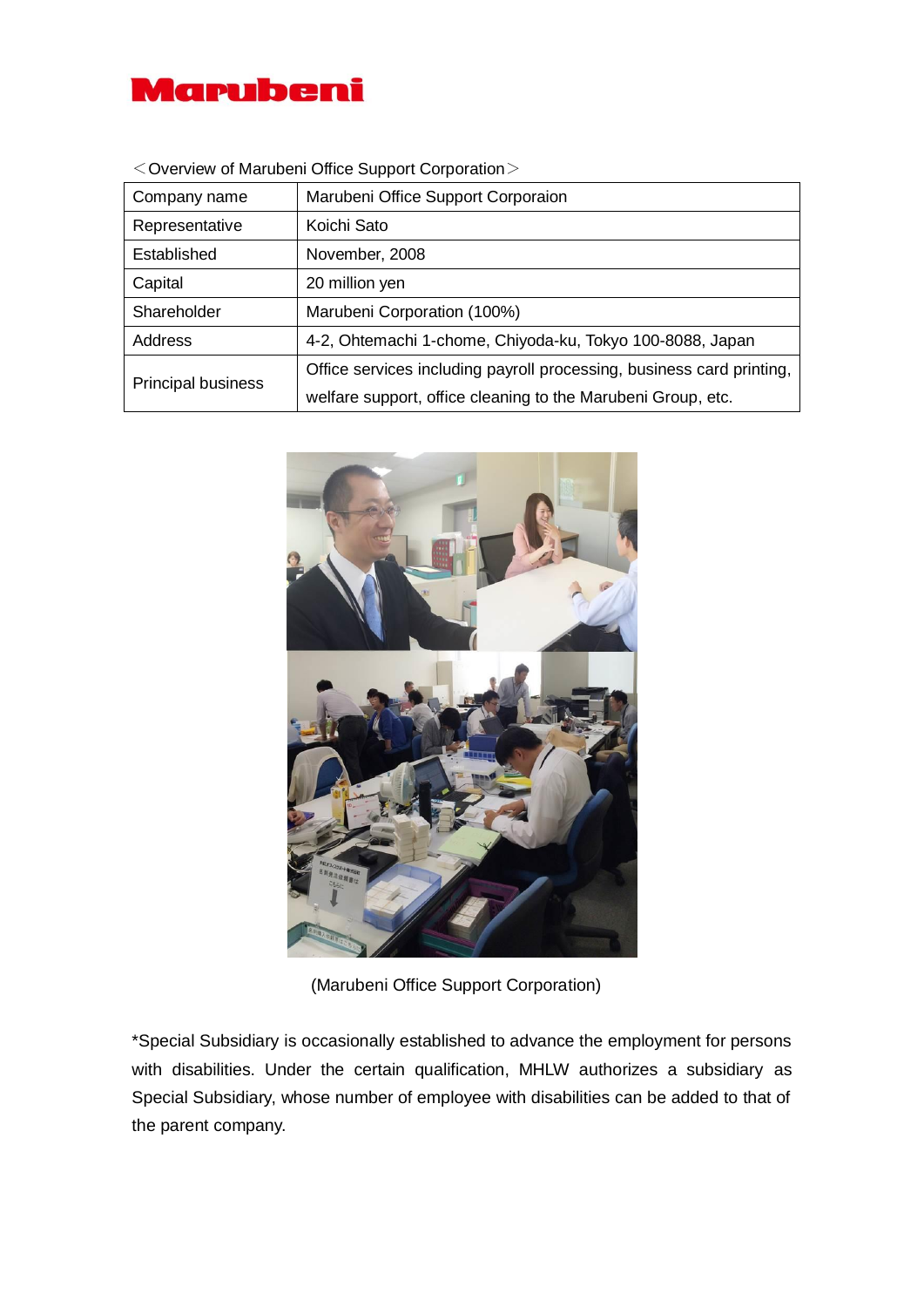<Overview of Marubeni Office Support Corporation>

| | |
|---|---|
| Company name | Marubeni Office Support Corporaion |
| Representative | Koichi Sato |
| Established | November, 2008 |
| Capital | 20 million yen |
| Shareholder | Marubeni Corporation (100%) |
| Address | 4-2, Ohtemachi 1-chome, Chiyoda-ku, Tokyo 100-8088, Japan |
| Principal business | Office services including payroll processing, business card printing, welfare support, office cleaning to the Marubeni Group, etc. |

(Marubeni Office Support Corporation)

*Special Subsidiary is occasionally established to advance the employment for persons with disabilities. Under the certain qualification, MHLW authorizes a subsidiary as Special Subsidiary, whose number of employee with disabilities can be added to that of the parent company.